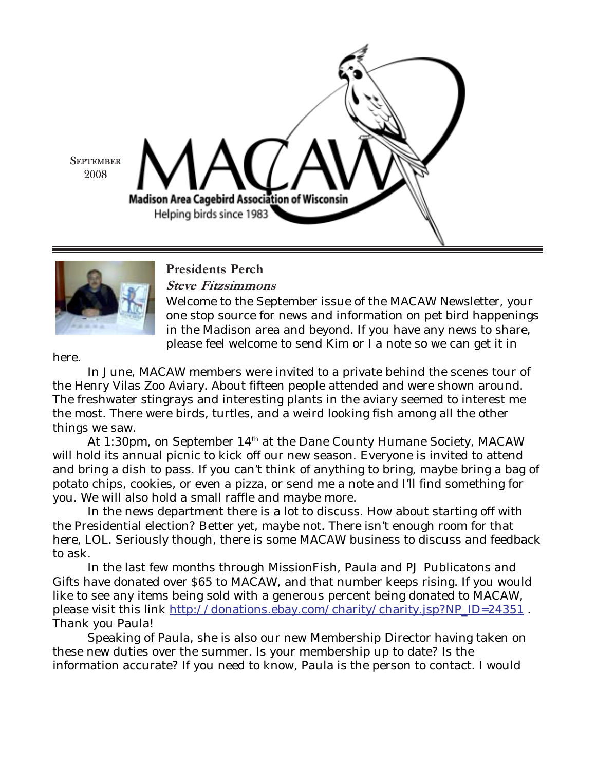September 2008

# MACAW

**Madison Area Cagebird Association of Wisconsin**

Helping birds since 1983

## Presidents Perch

***Steve Fitzsimmons***

Welcome to the September issue of the MACAW Newsletter, your one stop source for news and information on pet bird happenings in the Madison area and beyond. If you have any news to share, please feel welcome to send Kim or I a note so we can get it in here.

In June, MACAW members were invited to a private behind the scenes tour of the Henry Vilas Zoo Aviary. About fifteen people attended and were shown around. The freshwater stingrays and interesting plants in the aviary seemed to interest me the most. There were birds, turtles, and a weird looking fish among all the other things we saw.

At 1:30pm, on September 14th at the Dane County Humane Society, MACAW will hold its annual picnic to kick off our new season. Everyone is invited to attend and bring a dish to pass. If you can't think of anything to bring, maybe bring a bag of potato chips, cookies, or even a pizza, or send me a note and I'll find something for you. We will also hold a small raffle and maybe more.

In the news department there is a lot to discuss. How about starting off with the Presidential election? Better yet, maybe not. There isn't enough room for that here, LOL. Seriously though, there is some MACAW business to discuss and feedback to ask.

In the last few months through MissionFish, Paula and PJ Publicatons and Gifts have donated over $65 to MACAW, and that number keeps rising. If you would like to see any items being sold with a generous percent being donated to MACAW, please visit this link http://donations.ebay.com/charity/charity.jsp?NP_ID=24351 . Thank you Paula!

Speaking of Paula, she is also our new Membership Director having taken on these new duties over the summer. Is your membership up to date? Is the information accurate? If you need to know, Paula is the person to contact. I would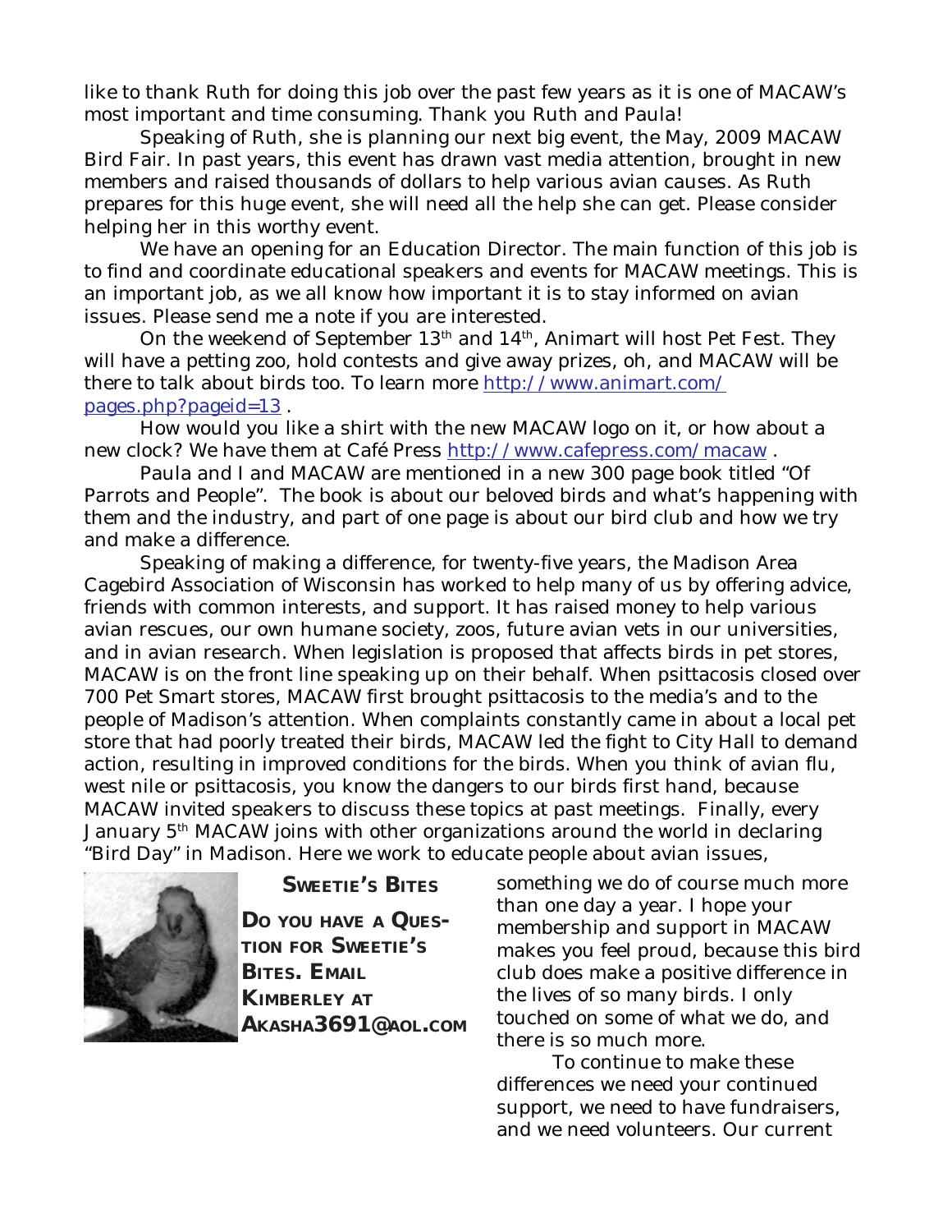like to thank Ruth for doing this job over the past few years as it is one of MACAW's most important and time consuming. Thank you Ruth and Paula!

Speaking of Ruth, she is planning our next big event, the May, 2009 MACAW Bird Fair. In past years, this event has drawn vast media attention, brought in new members and raised thousands of dollars to help various avian causes. As Ruth prepares for this huge event, she will need all the help she can get. Please consider helping her in this worthy event.

We have an opening for an Education Director. The main function of this job is to find and coordinate educational speakers and events for MACAW meetings. This is an important job, as we all know how important it is to stay informed on avian issues. Please send me a note if you are interested.

On the weekend of September 13th and 14th, Animart will host Pet Fest. They will have a petting zoo, hold contests and give away prizes, oh, and MACAW will be there to talk about birds too. To learn more [http://www.animart.com/pages.php?pageid=13](http://www.animart.com/pages.php?pageid=13) .

How would you like a shirt with the new MACAW logo on it, or how about a new clock? We have them at Café Press [http://www.cafepress.com/macaw](http://www.cafepress.com/macaw) .

Paula and I and MACAW are mentioned in a new 300 page book titled "Of Parrots and People". The book is about our beloved birds and what's happening with them and the industry, and part of one page is about our bird club and how we try and make a difference.

Speaking of making a difference, for twenty-five years, the Madison Area Cagebird Association of Wisconsin has worked to help many of us by offering advice, friends with common interests, and support. It has raised money to help various avian rescues, our own humane society, zoos, future avian vets in our universities, and in avian research. When legislation is proposed that affects birds in pet stores, MACAW is on the front line speaking up on their behalf. When psittacosis closed over 700 Pet Smart stores, MACAW first brought psittacosis to the media's and to the people of Madison's attention. When complaints constantly came in about a local pet store that had poorly treated their birds, MACAW led the fight to City Hall to demand action, resulting in improved conditions for the birds. When you think of avian flu, west nile or psittacosis, you know the dangers to our birds first hand, because MACAW invited speakers to discuss these topics at past meetings. Finally, every January 5th MACAW joins with other organizations around the world in declaring "Bird Day" in Madison. Here we work to educate people about avian issues, something we do of course much more than one day a year. I hope your membership and support in MACAW makes you feel proud, because this bird club does make a positive difference in the lives of so many birds. I only touched on some of what we do, and there is so much more.

To continue to make these differences we need your continued support, we need to have fundraisers, and we need volunteers. Our current

### SWEETIE'S BITES

**DO YOU HAVE A QUESTION FOR SWEETIE'S BITES. EMAIL KIMBERLEY AT AKASHA3691@AOL.COM**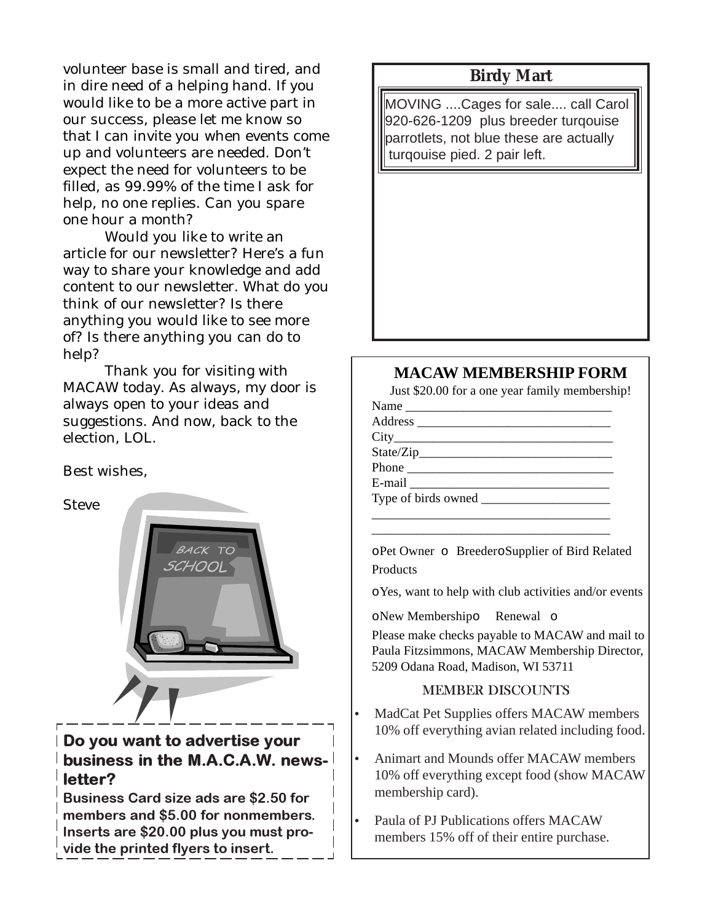volunteer base is small and tired, and in dire need of a helping hand. If you would like to be a more active part in our success, please let me know so that I can invite you when events come up and volunteers are needed. Don't expect the need for volunteers to be filled, as 99.99% of the time I ask for help, no one replies. Can you spare one hour a month?

Would you like to write an article for our newsletter? Here's a fun way to share your knowledge and add content to our newsletter. What do you think of our newsletter? Is there anything you would like to see more of? Is there anything you can do to help?

Thank you for visiting with MACAW today. As always, my door is always open to your ideas and suggestions. And now, back to the election, LOL.

Best wishes,

Steve

**Do you want to advertise your business in the M.A.C.A.W. newsletter?**

**Business Card size ads are $2.50 for members and $5.00 for nonmembers. Inserts are $20.00 plus you must provide the printed flyers to insert.**

## Birdy Mart

MOVING ....Cages for sale.... call Carol 920-626-1209 plus breeder turqouise parrotlets, not blue these are actually turqouise pied. 2 pair left.

## MACAW MEMBERSHIP FORM

Just $20.00 for a one year family membership!

Name ________________________________

Address ______________________________

City__________________________________

State/Zip______________________________

Phone ________________________________

E-mail _______________________________

Type of birds owned ___________________

_____________________________________

_____________________________________

o Pet Owner o Breeder o Supplier of Bird Related Products

o Yes, want to help with club activities and/or events

o New Membership o Renewal o

Please make checks payable to MACAW and mail to Paula Fitzsimmons, MACAW Membership Director, 5209 Odana Road, Madison, WI 53711

### MEMBER DISCOUNTS

- MadCat Pet Supplies offers MACAW members 10% off everything avian related including food.
- Animart and Mounds offer MACAW members 10% off everything except food (show MACAW membership card).
- Paula of PJ Publications offers MACAW members 15% off of their entire purchase.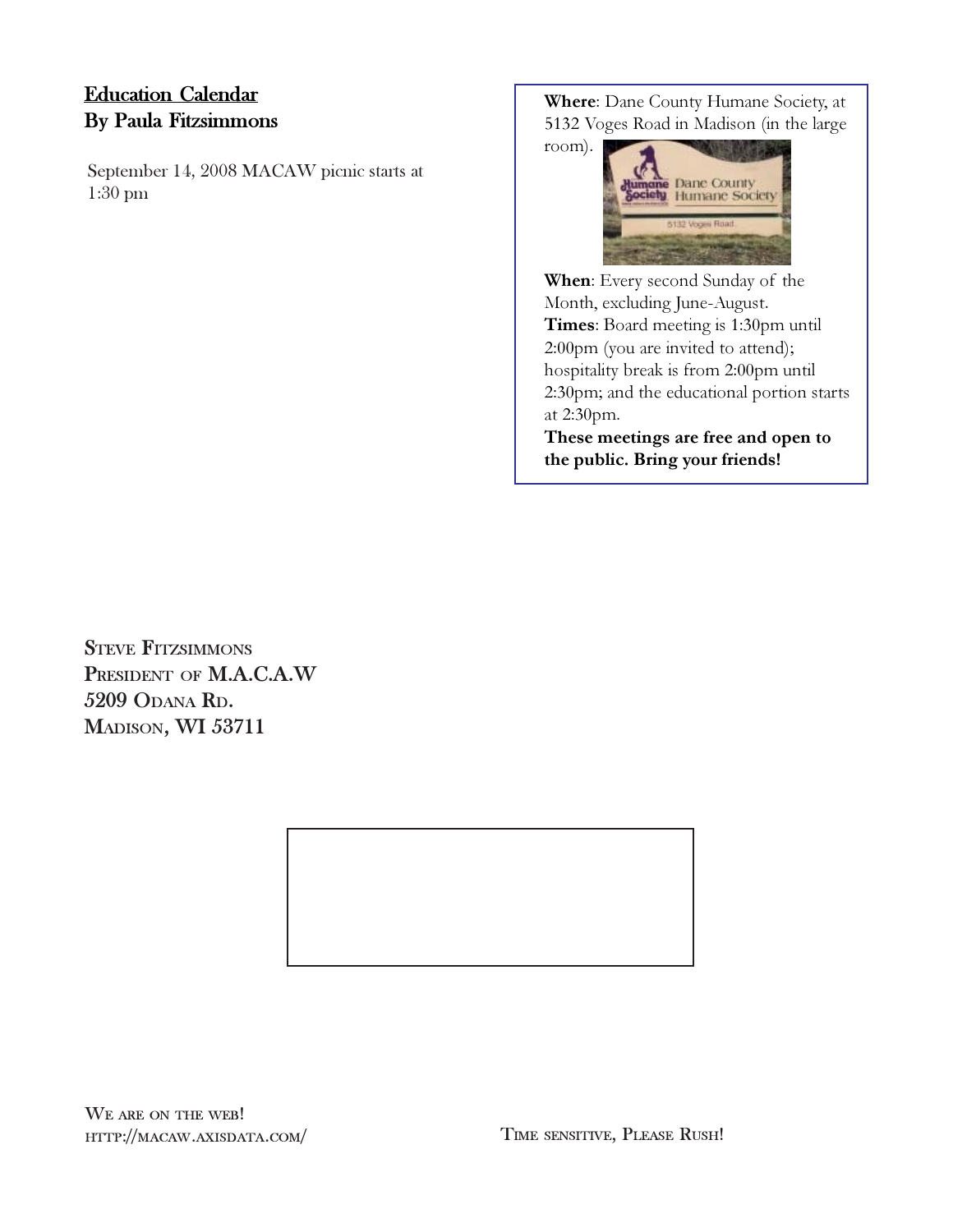## Education Calendar
### By Paula Fitzsimmons

September 14, 2008 MACAW picnic starts at 1:30 pm

**Where**: Dane County Humane Society, at 5132 Voges Road in Madison (in the large room).

**When**: Every second Sunday of the Month, excluding June-August.
**Times**: Board meeting is 1:30pm until 2:00pm (you are invited to attend); hospitality break is from 2:00pm until 2:30pm; and the educational portion starts at 2:30pm.
**These meetings are free and open to the public. Bring your friends!**

STEVE FITZSIMMONS
PRESIDENT OF M.A.C.A.W
5209 ODANA RD.
MADISON, WI 53711

WE ARE ON THE WEB!
HTTP://MACAW.AXISDATA.COM/

TIME SENSITIVE, PLEASE RUSH!